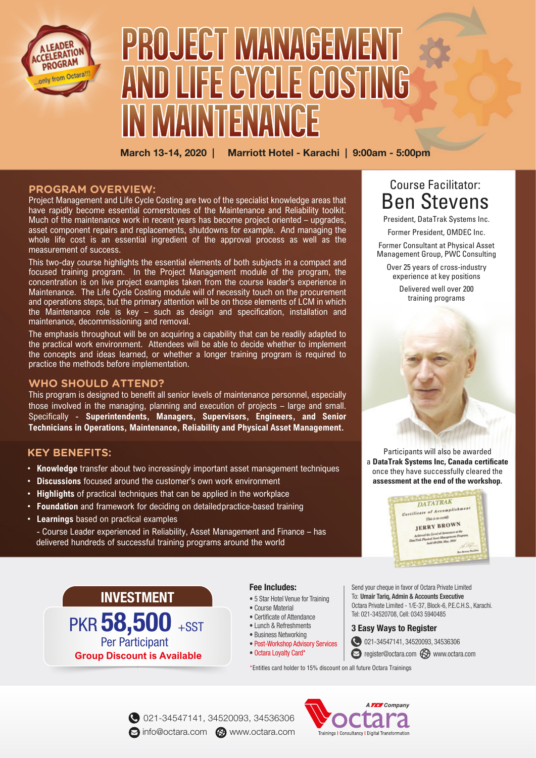A LEADER ACCELERATION PROGRAM ...only from Octara!!!

# PROJECT MANAGEMENT AND LIFE CYCLE COSTING IN MAINTENANCE

**March 13-14, 2020 | Marriott Hotel - Karachi | 9:00am - 5:00pm**

## PROGRAM OVERVIEW:

Project Management and Life Cycle Costing are two of the specialist knowledge areas that have rapidly become essential cornerstones of the Maintenance and Reliability toolkit. Much of the maintenance work in recent years has become project oriented – upgrades, asset component repairs and replacements, shutdowns for example. And managing the whole life cost is an essential ingredient of the approval process as well as the measurement of success.

This two-day course highlights the essential elements of both subjects in a compact and focused training program. In the Project Management module of the program, the concentration is on live project examples taken from the course leader's experience in Maintenance. The Life Cycle Costing module will of necessity touch on the procurement and operations steps, but the primary attention will be on those elements of LCM in which the Maintenance role is key – such as design and specification, installation and maintenance, decommissioning and removal.

The emphasis throughout will be on acquiring a capability that can be readily adapted to the practical work environment. Attendees will be able to decide whether to implement the concepts and ideas learned, or whether a longer training program is required to practice the methods before implementation.

## WHO SHOULD ATTEND?

This program is designed to benefit all senior levels of maintenance personnel, especially those involved in the managing, planning and execution of projects – large and small. Specifically - **Superintendents, Managers, Supervisors, Engineers, and Senior Technicians in Operations, Maintenance, Reliability and Physical Asset Management.**

## KEY BENEFITS:

- **Knowledge** transfer about two increasingly important asset management techniques
- **Discussions** focused around the customer's own work environment
- **Highlights** of practical techniques that can be applied in the workplace
- **Foundation** and framework for deciding on detailedpractice-based training
- **Learnings** based on practical examples

  - Course Leader experienced in Reliability, Asset Management and Finance – has delivered hundreds of successful training programs around the world

## Course Facilitator: Ben Stevens

President, DataTrak Systems Inc.

Former President, OMDEC Inc.

Former Consultant at Physical Asset Management Group, PWC Consulting

Over 25 years of cross-industry experience at key positions

Delivered well over 200 training programs

Participants will also be awarded a **DataTrak Systems Inc, Canada certificate** once they have successfully cleared the **assessment at the end of the workshop.**

## INVESTMENT

**PKR 58,500** +SST Per Participant

**Group Discount is Available**

### Fee Includes:

- 5 Star Hotel Venue for Training
- Course Material
- Certificate of Attendance
- Lunch & Refreshments
- Business Networking
- Post-Workshop Advisory Services
- Octara Loyalty Card*

*Entitles card holder to 15% discount on all future Octara Trainings

Send your cheque in favor of Octara Private Limited
To: **Umair Tariq, Admin & Accounts Executive**
Octara Private Limited - 1/E-37, Block-6, P.E.C.H.S., Karachi.
Tel: 021-34520708, Cell: 0343 5940485

### 3 Easy Ways to Register

021-34547141, 34520093, 34536306

register@octara.com www.octara.com

021-34547141, 34520093, 34536306

info@octara.com www.octara.com

A TCS Company octara — Trainings | Consultancy | Digital Transformation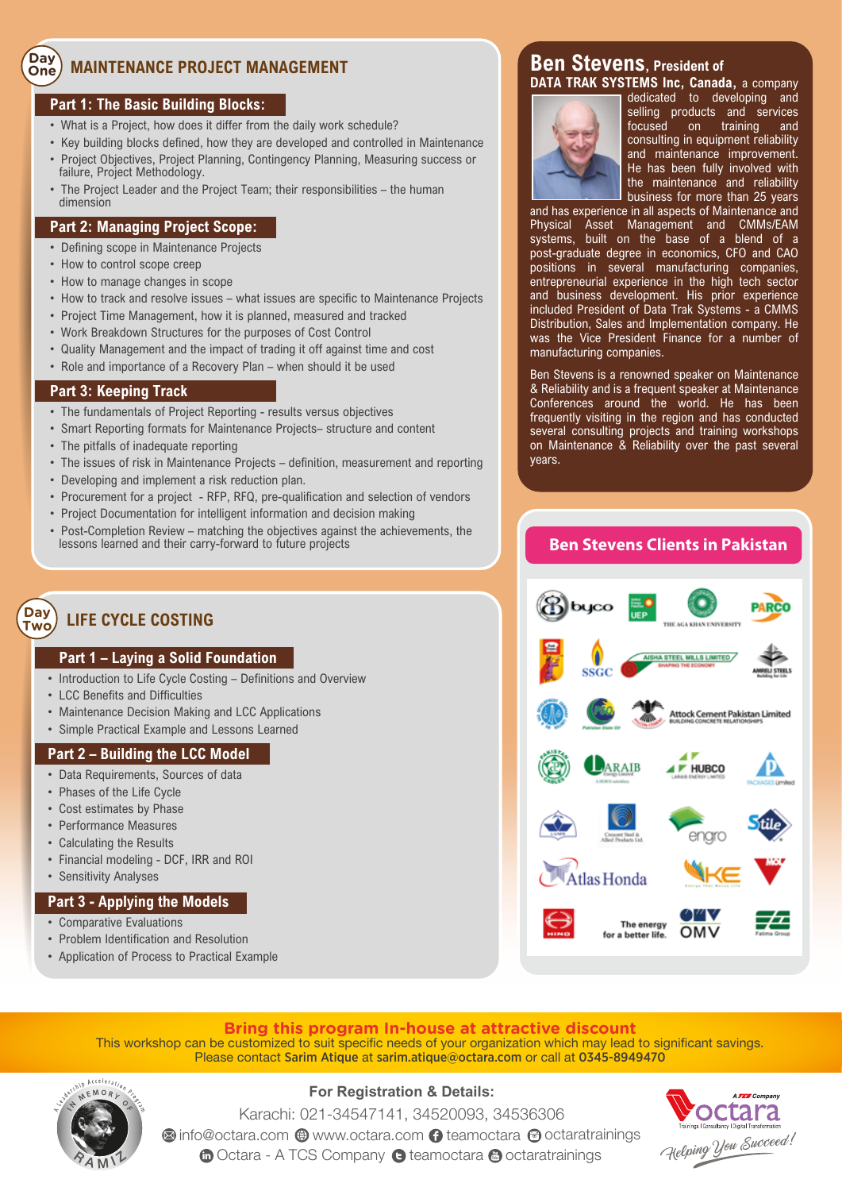## Day One — MAINTENANCE PROJECT MANAGEMENT

### Part 1: The Basic Building Blocks:

- What is a Project, how does it differ from the daily work schedule?
- Key building blocks defined, how they are developed and controlled in Maintenance
- Project Objectives, Project Planning, Contingency Planning, Measuring success or failure, Project Methodology.
- The Project Leader and the Project Team; their responsibilities – the human dimension

### Part 2: Managing Project Scope:

- Defining scope in Maintenance Projects
- How to control scope creep
- How to manage changes in scope
- How to track and resolve issues – what issues are specific to Maintenance Projects
- Project Time Management, how it is planned, measured and tracked
- Work Breakdown Structures for the purposes of Cost Control
- Quality Management and the impact of trading it off against time and cost
- Role and importance of a Recovery Plan – when should it be used

### Part 3: Keeping Track

- The fundamentals of Project Reporting - results versus objectives
- Smart Reporting formats for Maintenance Projects– structure and content
- The pitfalls of inadequate reporting
- The issues of risk in Maintenance Projects – definition, measurement and reporting
- Developing and implement a risk reduction plan.
- Procurement for a project - RFP, RFQ, pre-qualification and selection of vendors
- Project Documentation for intelligent information and decision making
- Post-Completion Review – matching the objectives against the achievements, the lessons learned and their carry-forward to future projects

## Day Two — LIFE CYCLE COSTING

### Part 1 – Laying a Solid Foundation

- Introduction to Life Cycle Costing – Definitions and Overview
- LCC Benefits and Difficulties
- Maintenance Decision Making and LCC Applications
- Simple Practical Example and Lessons Learned

### Part 2 – Building the LCC Model

- Data Requirements, Sources of data
- Phases of the Life Cycle
- Cost estimates by Phase
- Performance Measures
- Calculating the Results
- Financial modeling - DCF, IRR and ROI
- Sensitivity Analyses

### Part 3 - Applying the Models

- Comparative Evaluations
- Problem Identification and Resolution
- Application of Process to Practical Example

## Ben Stevens, President of DATA TRAK SYSTEMS Inc, Canada,

a company dedicated to developing and selling products and services focused on training and consulting in equipment reliability and maintenance improvement. He has been fully involved with the maintenance and reliability business for more than 25 years and has experience in all aspects of Maintenance and Physical Asset Management and CMMs/EAM systems, built on the base of a blend of a post-graduate degree in economics, CFO and CAO positions in several manufacturing companies, entrepreneurial experience in the high tech sector and business development. His prior experience included President of Data Trak Systems - a CMMS Distribution, Sales and Implementation company. He was the Vice President Finance for a number of manufacturing companies.

Ben Stevens is a renowned speaker on Maintenance & Reliability and is a frequent speaker at Maintenance Conferences around the world. He has been frequently visiting in the region and has conducted several consulting projects and training workshops on Maintenance & Reliability over the past several years.

## Ben Stevens Clients in Pakistan

byco, UEP, The Aga Khan University, PARCO, SSGC, Aisha Steel Mills Limited, Amreli Steels, Pakistan State Oil, Attock Cement Pakistan Limited, Pakistan Cables, Laraib, HUBCO, Packages Limited, Crescent Steel & Allied Products Ltd., engro, Stile, Atlas Honda, KE, MOL, HINO, OMV, Fatima Group

**Bring this program In-house at attractive discount**

This workshop can be customized to suit specific needs of your organization which may lead to significant savings. Please contact **Sarim Atique** at **sarim.atique@octara.com** or call at **0345-8949470**

**For Registration & Details:**

Karachi: 021-34547141, 34520093, 34536306

info@octara.com www.octara.com teamoctara octaratrainings

Octara - A TCS Company teamoctara octaratrainings

octara — A TCS Company — Trainings | Consultancy | Digital Transformation — Helping You Succeed!